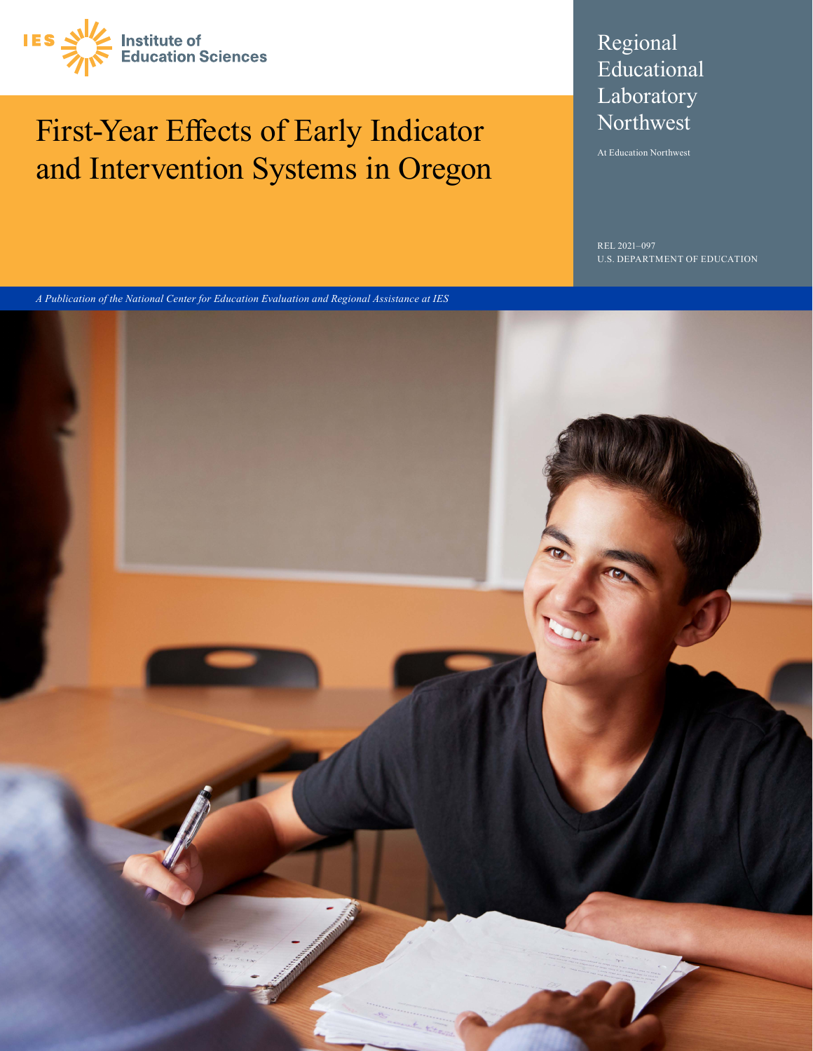IES Institute of Education Sciences

# First-Year Effects of Early Indicator and Intervention Systems in Oregon

Regional Educational Laboratory Northwest

At Education Northwest

REL 2021–097

U.S. DEPARTMENT OF EDUCATION

*A Publication of the National Center for Education Evaluation and Regional Assistance at IES*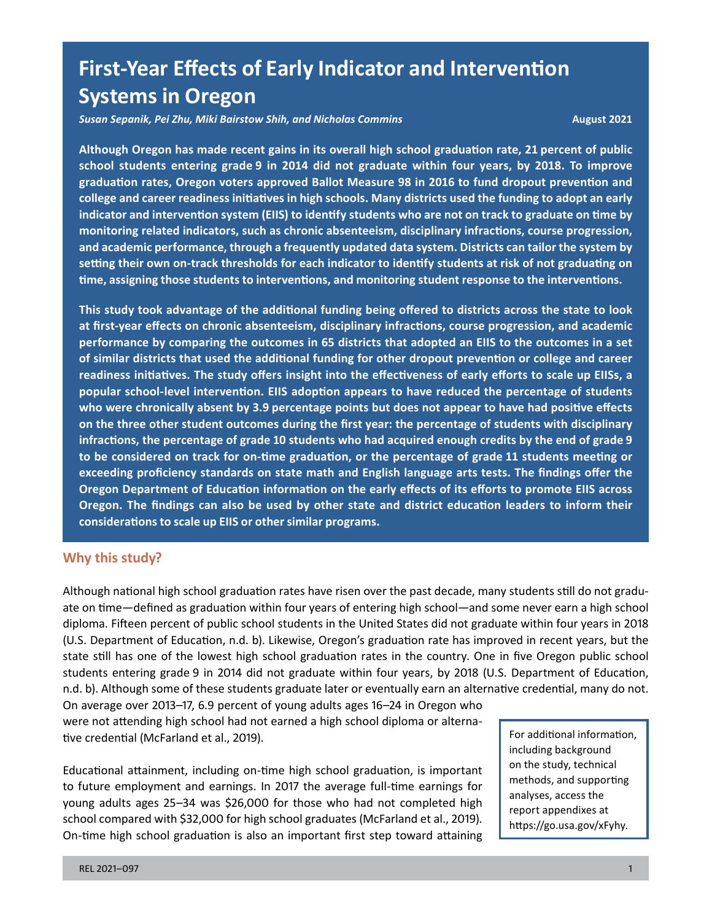# First-Year Effects of Early Indicator and Intervention Systems in Oregon

*Susan Sepanik, Pei Zhu, Miki Bairstow Shih, and Nicholas Commins*

August 2021

**Although Oregon has made recent gains in its overall high school graduation rate, 21 percent of public school students entering grade 9 in 2014 did not graduate within four years, by 2018. To improve graduation rates, Oregon voters approved Ballot Measure 98 in 2016 to fund dropout prevention and college and career readiness initiatives in high schools. Many districts used the funding to adopt an early indicator and intervention system (EIIS) to identify students who are not on track to graduate on time by monitoring related indicators, such as chronic absenteeism, disciplinary infractions, course progression, and academic performance, through a frequently updated data system. Districts can tailor the system by setting their own on-track thresholds for each indicator to identify students at risk of not graduating on time, assigning those students to interventions, and monitoring student response to the interventions.**

**This study took advantage of the additional funding being offered to districts across the state to look at first-year effects on chronic absenteeism, disciplinary infractions, course progression, and academic performance by comparing the outcomes in 65 districts that adopted an EIIS to the outcomes in a set of similar districts that used the additional funding for other dropout prevention or college and career readiness initiatives. The study offers insight into the effectiveness of early efforts to scale up EIISs, a popular school-level intervention. EIIS adoption appears to have reduced the percentage of students who were chronically absent by 3.9 percentage points but does not appear to have had positive effects on the three other student outcomes during the first year: the percentage of students with disciplinary infractions, the percentage of grade 10 students who had acquired enough credits by the end of grade 9 to be considered on track for on-time graduation, or the percentage of grade 11 students meeting or exceeding proficiency standards on state math and English language arts tests. The findings offer the Oregon Department of Education information on the early effects of its efforts to promote EIIS across Oregon. The findings can also be used by other state and district education leaders to inform their considerations to scale up EIIS or other similar programs.**

## Why this study?

Although national high school graduation rates have risen over the past decade, many students still do not graduate on time—defined as graduation within four years of entering high school—and some never earn a high school diploma. Fifteen percent of public school students in the United States did not graduate within four years in 2018 (U.S. Department of Education, n.d. b). Likewise, Oregon's graduation rate has improved in recent years, but the state still has one of the lowest high school graduation rates in the country. One in five Oregon public school students entering grade 9 in 2014 did not graduate within four years, by 2018 (U.S. Department of Education, n.d. b). Although some of these students graduate later or eventually earn an alternative credential, many do not. On average over 2013–17, 6.9 percent of young adults ages 16–24 in Oregon who were not attending high school had not earned a high school diploma or alternative credential (McFarland et al., 2019).

Educational attainment, including on-time high school graduation, is important to future employment and earnings. In 2017 the average full-time earnings for young adults ages 25–34 was $26,000 for those who had not completed high school compared with $32,000 for high school graduates (McFarland et al., 2019). On-time high school graduation is also an important first step toward attaining

> For additional information, including background on the study, technical methods, and supporting analyses, access the report appendixes at https://go.usa.gov/xFyhy.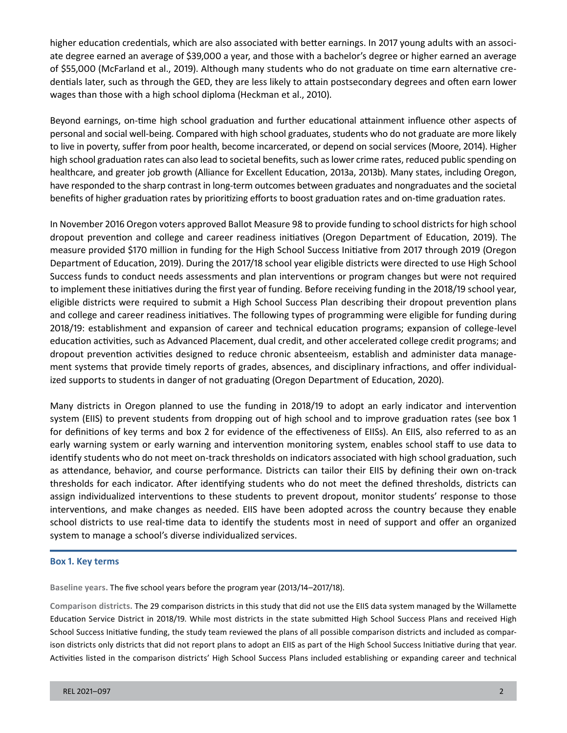higher education credentials, which are also associated with better earnings. In 2017 young adults with an associate degree earned an average of $39,000 a year, and those with a bachelor's degree or higher earned an average of $55,000 (McFarland et al., 2019). Although many students who do not graduate on time earn alternative credentials later, such as through the GED, they are less likely to attain postsecondary degrees and often earn lower wages than those with a high school diploma (Heckman et al., 2010).

Beyond earnings, on-time high school graduation and further educational attainment influence other aspects of personal and social well-being. Compared with high school graduates, students who do not graduate are more likely to live in poverty, suffer from poor health, become incarcerated, or depend on social services (Moore, 2014). Higher high school graduation rates can also lead to societal benefits, such as lower crime rates, reduced public spending on healthcare, and greater job growth (Alliance for Excellent Education, 2013a, 2013b). Many states, including Oregon, have responded to the sharp contrast in long-term outcomes between graduates and nongraduates and the societal benefits of higher graduation rates by prioritizing efforts to boost graduation rates and on-time graduation rates.

In November 2016 Oregon voters approved Ballot Measure 98 to provide funding to school districts for high school dropout prevention and college and career readiness initiatives (Oregon Department of Education, 2019). The measure provided $170 million in funding for the High School Success Initiative from 2017 through 2019 (Oregon Department of Education, 2019). During the 2017/18 school year eligible districts were directed to use High School Success funds to conduct needs assessments and plan interventions or program changes but were not required to implement these initiatives during the first year of funding. Before receiving funding in the 2018/19 school year, eligible districts were required to submit a High School Success Plan describing their dropout prevention plans and college and career readiness initiatives. The following types of programming were eligible for funding during 2018/19: establishment and expansion of career and technical education programs; expansion of college-level education activities, such as Advanced Placement, dual credit, and other accelerated college credit programs; and dropout prevention activities designed to reduce chronic absenteeism, establish and administer data management systems that provide timely reports of grades, absences, and disciplinary infractions, and offer individualized supports to students in danger of not graduating (Oregon Department of Education, 2020).

Many districts in Oregon planned to use the funding in 2018/19 to adopt an early indicator and intervention system (EIIS) to prevent students from dropping out of high school and to improve graduation rates (see box 1 for definitions of key terms and box 2 for evidence of the effectiveness of EIISs). An EIIS, also referred to as an early warning system or early warning and intervention monitoring system, enables school staff to use data to identify students who do not meet on-track thresholds on indicators associated with high school graduation, such as attendance, behavior, and course performance. Districts can tailor their EIIS by defining their own on-track thresholds for each indicator. After identifying students who do not meet the defined thresholds, districts can assign individualized interventions to these students to prevent dropout, monitor students' response to those interventions, and make changes as needed. EIIS have been adopted across the country because they enable school districts to use real-time data to identify the students most in need of support and offer an organized system to manage a school's diverse individualized services.

### Box 1. Key terms

**Baseline years.** The five school years before the program year (2013/14–2017/18).

**Comparison districts.** The 29 comparison districts in this study that did not use the EIIS data system managed by the Willamette Education Service District in 2018/19. While most districts in the state submitted High School Success Plans and received High School Success Initiative funding, the study team reviewed the plans of all possible comparison districts and included as comparison districts only districts that did not report plans to adopt an EIIS as part of the High School Success Initiative during that year. Activities listed in the comparison districts' High School Success Plans included establishing or expanding career and technical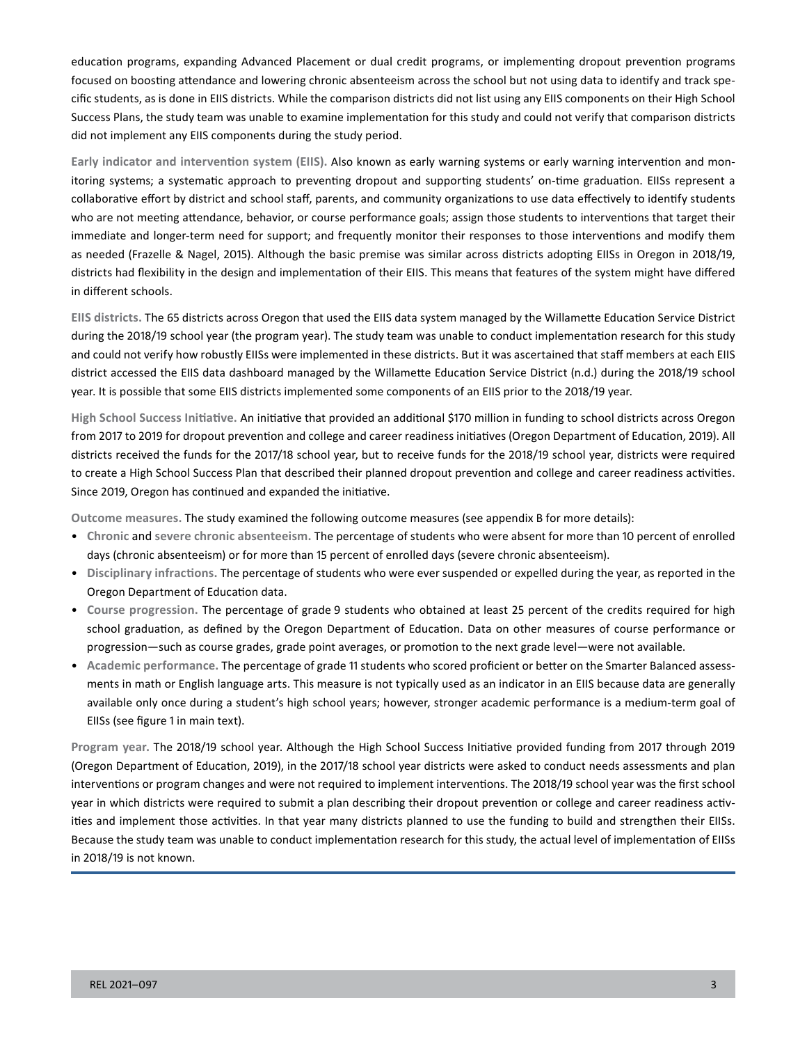education programs, expanding Advanced Placement or dual credit programs, or implementing dropout prevention programs focused on boosting attendance and lowering chronic absenteeism across the school but not using data to identify and track specific students, as is done in EIIS districts. While the comparison districts did not list using any EIIS components on their High School Success Plans, the study team was unable to examine implementation for this study and could not verify that comparison districts did not implement any EIIS components during the study period.

**Early indicator and intervention system (EIIS).** Also known as early warning systems or early warning intervention and monitoring systems; a systematic approach to preventing dropout and supporting students' on-time graduation. EIISs represent a collaborative effort by district and school staff, parents, and community organizations to use data effectively to identify students who are not meeting attendance, behavior, or course performance goals; assign those students to interventions that target their immediate and longer-term need for support; and frequently monitor their responses to those interventions and modify them as needed (Frazelle & Nagel, 2015). Although the basic premise was similar across districts adopting EIISs in Oregon in 2018/19, districts had flexibility in the design and implementation of their EIIS. This means that features of the system might have differed in different schools.

**EIIS districts.** The 65 districts across Oregon that used the EIIS data system managed by the Willamette Education Service District during the 2018/19 school year (the program year). The study team was unable to conduct implementation research for this study and could not verify how robustly EIISs were implemented in these districts. But it was ascertained that staff members at each EIIS district accessed the EIIS data dashboard managed by the Willamette Education Service District (n.d.) during the 2018/19 school year. It is possible that some EIIS districts implemented some components of an EIIS prior to the 2018/19 year.

**High School Success Initiative.** An initiative that provided an additional $170 million in funding to school districts across Oregon from 2017 to 2019 for dropout prevention and college and career readiness initiatives (Oregon Department of Education, 2019). All districts received the funds for the 2017/18 school year, but to receive funds for the 2018/19 school year, districts were required to create a High School Success Plan that described their planned dropout prevention and college and career readiness activities. Since 2019, Oregon has continued and expanded the initiative.

**Outcome measures.** The study examined the following outcome measures (see appendix B for more details):

- **Chronic** and **severe chronic absenteeism.** The percentage of students who were absent for more than 10 percent of enrolled days (chronic absenteeism) or for more than 15 percent of enrolled days (severe chronic absenteeism).
- **Disciplinary infractions.** The percentage of students who were ever suspended or expelled during the year, as reported in the Oregon Department of Education data.
- **Course progression.** The percentage of grade 9 students who obtained at least 25 percent of the credits required for high school graduation, as defined by the Oregon Department of Education. Data on other measures of course performance or progression—such as course grades, grade point averages, or promotion to the next grade level—were not available.
- **Academic performance.** The percentage of grade 11 students who scored proficient or better on the Smarter Balanced assessments in math or English language arts. This measure is not typically used as an indicator in an EIIS because data are generally available only once during a student's high school years; however, stronger academic performance is a medium-term goal of EIISs (see figure 1 in main text).

**Program year.** The 2018/19 school year. Although the High School Success Initiative provided funding from 2017 through 2019 (Oregon Department of Education, 2019), in the 2017/18 school year districts were asked to conduct needs assessments and plan interventions or program changes and were not required to implement interventions. The 2018/19 school year was the first school year in which districts were required to submit a plan describing their dropout prevention or college and career readiness activities and implement those activities. In that year many districts planned to use the funding to build and strengthen their EIISs. Because the study team was unable to conduct implementation research for this study, the actual level of implementation of EIISs in 2018/19 is not known.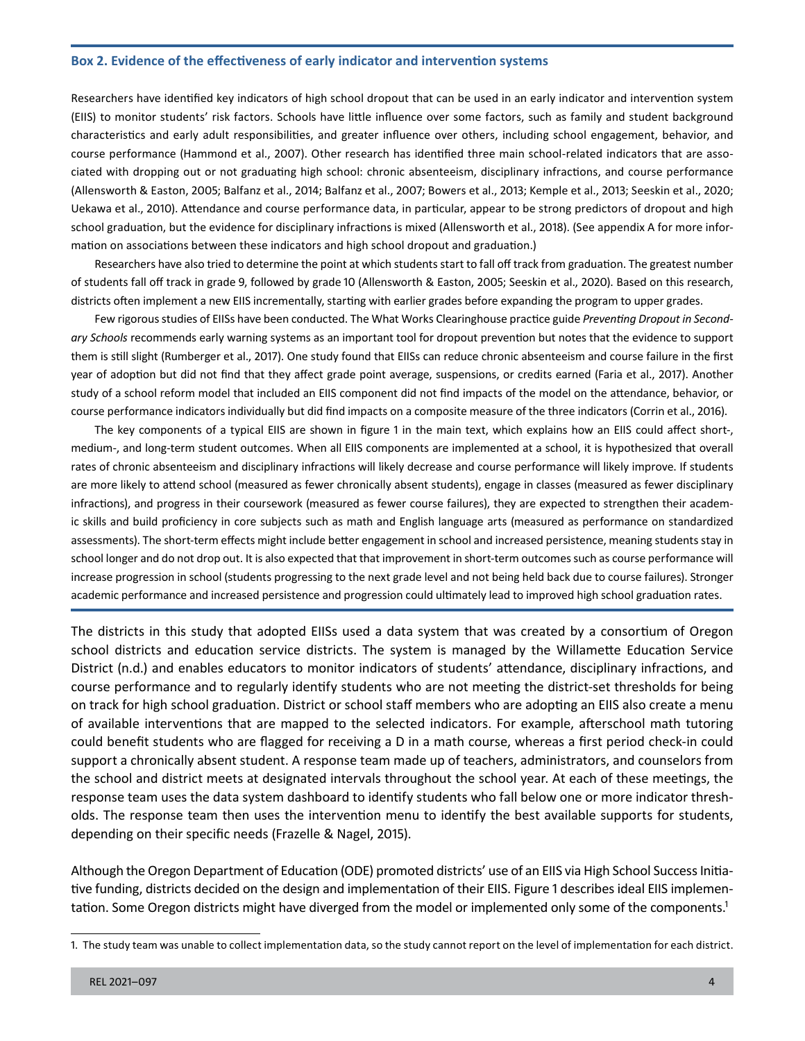### Box 2. Evidence of the effectiveness of early indicator and intervention systems

Researchers have identified key indicators of high school dropout that can be used in an early indicator and intervention system (EIIS) to monitor students' risk factors. Schools have little influence over some factors, such as family and student background characteristics and early adult responsibilities, and greater influence over others, including school engagement, behavior, and course performance (Hammond et al., 2007). Other research has identified three main school-related indicators that are associated with dropping out or not graduating high school: chronic absenteeism, disciplinary infractions, and course performance (Allensworth & Easton, 2005; Balfanz et al., 2014; Balfanz et al., 2007; Bowers et al., 2013; Kemple et al., 2013; Seeskin et al., 2020; Uekawa et al., 2010). Attendance and course performance data, in particular, appear to be strong predictors of dropout and high school graduation, but the evidence for disciplinary infractions is mixed (Allensworth et al., 2018). (See appendix A for more information on associations between these indicators and high school dropout and graduation.)

Researchers have also tried to determine the point at which students start to fall off track from graduation. The greatest number of students fall off track in grade 9, followed by grade 10 (Allensworth & Easton, 2005; Seeskin et al., 2020). Based on this research, districts often implement a new EIIS incrementally, starting with earlier grades before expanding the program to upper grades.

Few rigorous studies of EIISs have been conducted. The What Works Clearinghouse practice guide *Preventing Dropout in Secondary Schools* recommends early warning systems as an important tool for dropout prevention but notes that the evidence to support them is still slight (Rumberger et al., 2017). One study found that EIISs can reduce chronic absenteeism and course failure in the first year of adoption but did not find that they affect grade point average, suspensions, or credits earned (Faria et al., 2017). Another study of a school reform model that included an EIIS component did not find impacts of the model on the attendance, behavior, or course performance indicators individually but did find impacts on a composite measure of the three indicators (Corrin et al., 2016).

The key components of a typical EIIS are shown in figure 1 in the main text, which explains how an EIIS could affect short-, medium-, and long-term student outcomes. When all EIIS components are implemented at a school, it is hypothesized that overall rates of chronic absenteeism and disciplinary infractions will likely decrease and course performance will likely improve. If students are more likely to attend school (measured as fewer chronically absent students), engage in classes (measured as fewer disciplinary infractions), and progress in their coursework (measured as fewer course failures), they are expected to strengthen their academic skills and build proficiency in core subjects such as math and English language arts (measured as performance on standardized assessments). The short-term effects might include better engagement in school and increased persistence, meaning students stay in school longer and do not drop out. It is also expected that that improvement in short-term outcomes such as course performance will increase progression in school (students progressing to the next grade level and not being held back due to course failures). Stronger academic performance and increased persistence and progression could ultimately lead to improved high school graduation rates.

---

The districts in this study that adopted EIISs used a data system that was created by a consortium of Oregon school districts and education service districts. The system is managed by the Willamette Education Service District (n.d.) and enables educators to monitor indicators of students' attendance, disciplinary infractions, and course performance and to regularly identify students who are not meeting the district-set thresholds for being on track for high school graduation. District or school staff members who are adopting an EIIS also create a menu of available interventions that are mapped to the selected indicators. For example, afterschool math tutoring could benefit students who are flagged for receiving a D in a math course, whereas a first period check-in could support a chronically absent student. A response team made up of teachers, administrators, and counselors from the school and district meets at designated intervals throughout the school year. At each of these meetings, the response team uses the data system dashboard to identify students who fall below one or more indicator thresholds. The response team then uses the intervention menu to identify the best available supports for students, depending on their specific needs (Frazelle & Nagel, 2015).

Although the Oregon Department of Education (ODE) promoted districts' use of an EIIS via High School Success Initiative funding, districts decided on the design and implementation of their EIIS. Figure 1 describes ideal EIIS implementation. Some Oregon districts might have diverged from the model or implemented only some of the components.[1]

---

1. The study team was unable to collect implementation data, so the study cannot report on the level of implementation for each district.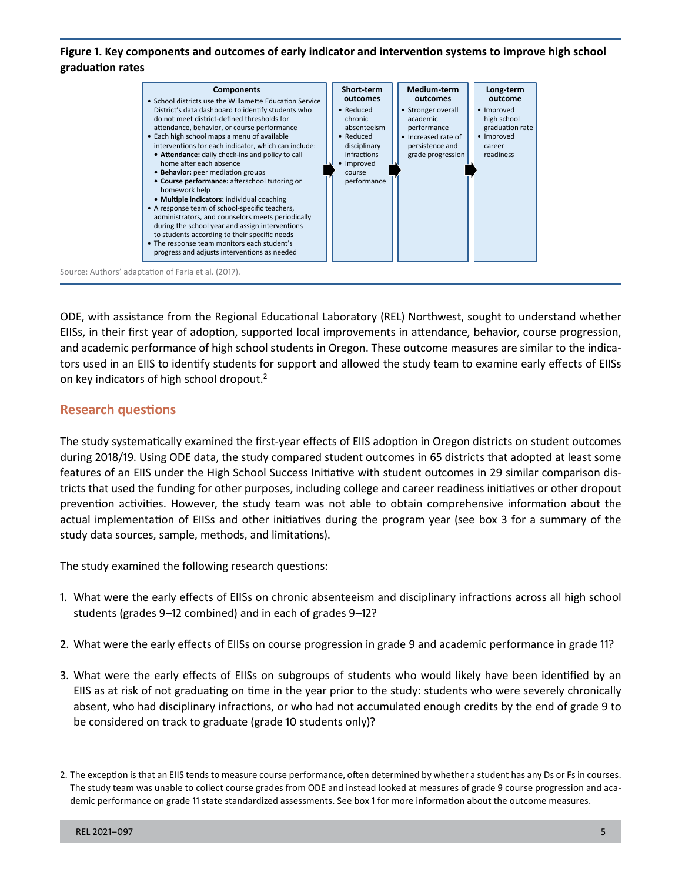**Figure 1. Key components and outcomes of early indicator and intervention systems to improve high school graduation rates**

| Components | Short-term outcomes | Medium-term outcomes | Long-term outcome |
|---|---|---|---|
| • School districts use the Willamette Education Service District's data dashboard to identify students who do not meet district-defined thresholds for attendance, behavior, or course performance<br>• Each high school maps a menu of available interventions for each indicator, which can include:<br>• **Attendance:** daily check-ins and policy to call home after each absence<br>• **Behavior:** peer mediation groups<br>• **Course performance:** afterschool tutoring or homework help<br>• **Multiple indicators:** individual coaching<br>• A response team of school-specific teachers, administrators, and counselors meets periodically during the school year and assign interventions to students according to their specific needs<br>• The response team monitors each student's progress and adjusts interventions as needed | • Reduced chronic absenteeism<br>• Reduced disciplinary infractions<br>• Improved course performance | • Stronger overall academic performance<br>• Increased rate of persistence and grade progression | • Improved high school graduation rate<br>• Improved career readiness |

Source: Authors' adaptation of Faria et al. (2017).

ODE, with assistance from the Regional Educational Laboratory (REL) Northwest, sought to understand whether EIISs, in their first year of adoption, supported local improvements in attendance, behavior, course progression, and academic performance of high school students in Oregon. These outcome measures are similar to the indicators used in an EIIS to identify students for support and allowed the study team to examine early effects of EIISs on key indicators of high school dropout.[2]

## Research questions

The study systematically examined the first-year effects of EIIS adoption in Oregon districts on student outcomes during 2018/19. Using ODE data, the study compared student outcomes in 65 districts that adopted at least some features of an EIIS under the High School Success Initiative with student outcomes in 29 similar comparison districts that used the funding for other purposes, including college and career readiness initiatives or other dropout prevention activities. However, the study team was not able to obtain comprehensive information about the actual implementation of EIISs and other initiatives during the program year (see box 3 for a summary of the study data sources, sample, methods, and limitations).

The study examined the following research questions:

1. What were the early effects of EIISs on chronic absenteeism and disciplinary infractions across all high school students (grades 9–12 combined) and in each of grades 9–12?
2. What were the early effects of EIISs on course progression in grade 9 and academic performance in grade 11?
3. What were the early effects of EIISs on subgroups of students who would likely have been identified by an EIIS as at risk of not graduating on time in the year prior to the study: students who were severely chronically absent, who had disciplinary infractions, or who had not accumulated enough credits by the end of grade 9 to be considered on track to graduate (grade 10 students only)?

2. The exception is that an EIIS tends to measure course performance, often determined by whether a student has any Ds or Fs in courses. The study team was unable to collect course grades from ODE and instead looked at measures of grade 9 course progression and academic performance on grade 11 state standardized assessments. See box 1 for more information about the outcome measures.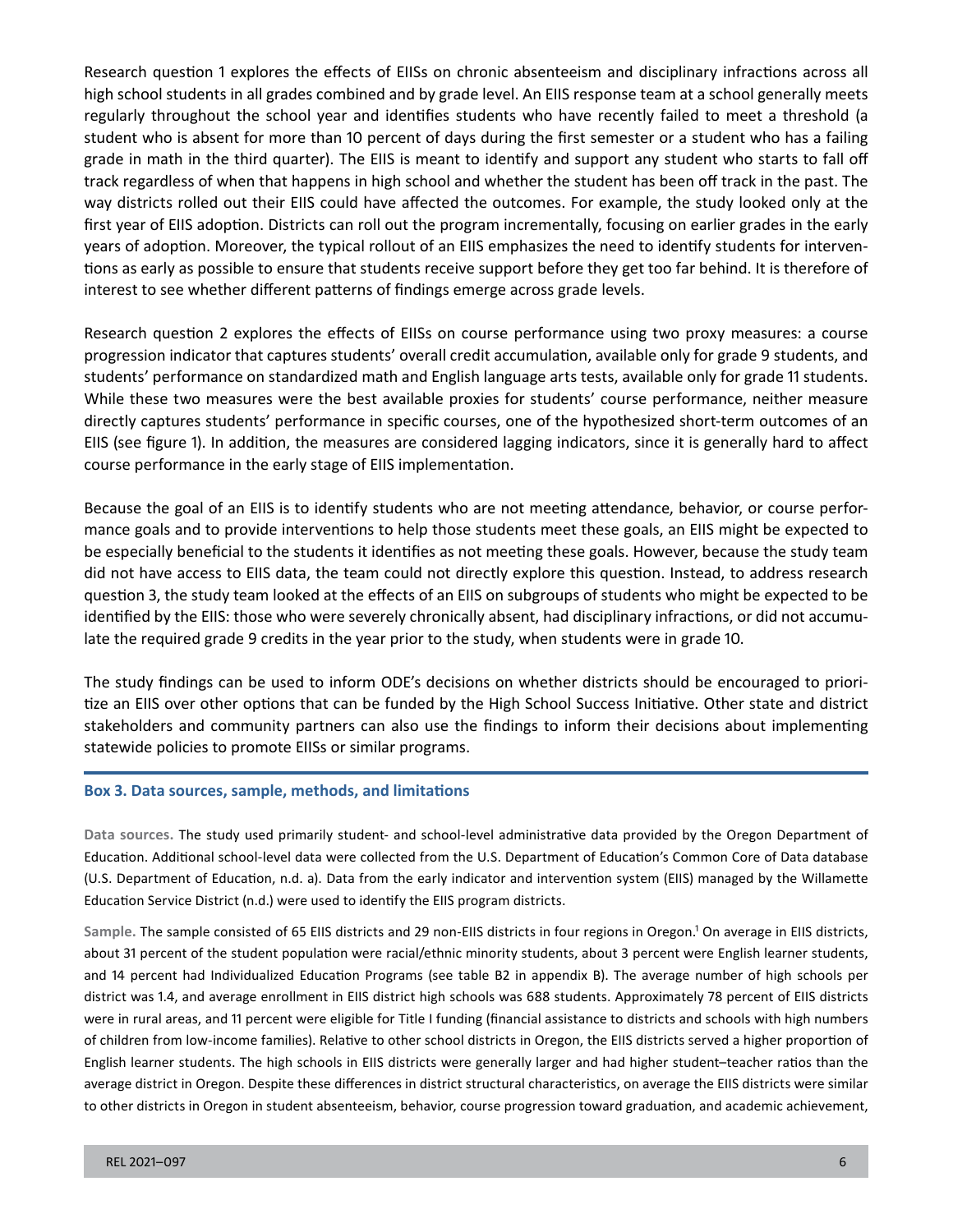Research question 1 explores the effects of EIISs on chronic absenteeism and disciplinary infractions across all high school students in all grades combined and by grade level. An EIIS response team at a school generally meets regularly throughout the school year and identifies students who have recently failed to meet a threshold (a student who is absent for more than 10 percent of days during the first semester or a student who has a failing grade in math in the third quarter). The EIIS is meant to identify and support any student who starts to fall off track regardless of when that happens in high school and whether the student has been off track in the past. The way districts rolled out their EIIS could have affected the outcomes. For example, the study looked only at the first year of EIIS adoption. Districts can roll out the program incrementally, focusing on earlier grades in the early years of adoption. Moreover, the typical rollout of an EIIS emphasizes the need to identify students for interventions as early as possible to ensure that students receive support before they get too far behind. It is therefore of interest to see whether different patterns of findings emerge across grade levels.

Research question 2 explores the effects of EIISs on course performance using two proxy measures: a course progression indicator that captures students' overall credit accumulation, available only for grade 9 students, and students' performance on standardized math and English language arts tests, available only for grade 11 students. While these two measures were the best available proxies for students' course performance, neither measure directly captures students' performance in specific courses, one of the hypothesized short-term outcomes of an EIIS (see figure 1). In addition, the measures are considered lagging indicators, since it is generally hard to affect course performance in the early stage of EIIS implementation.

Because the goal of an EIIS is to identify students who are not meeting attendance, behavior, or course performance goals and to provide interventions to help those students meet these goals, an EIIS might be expected to be especially beneficial to the students it identifies as not meeting these goals. However, because the study team did not have access to EIIS data, the team could not directly explore this question. Instead, to address research question 3, the study team looked at the effects of an EIIS on subgroups of students who might be expected to be identified by the EIIS: those who were severely chronically absent, had disciplinary infractions, or did not accumulate the required grade 9 credits in the year prior to the study, when students were in grade 10.

The study findings can be used to inform ODE's decisions on whether districts should be encouraged to prioritize an EIIS over other options that can be funded by the High School Success Initiative. Other state and district stakeholders and community partners can also use the findings to inform their decisions about implementing statewide policies to promote EIISs or similar programs.

### Box 3. Data sources, sample, methods, and limitations

**Data sources.** The study used primarily student- and school-level administrative data provided by the Oregon Department of Education. Additional school-level data were collected from the U.S. Department of Education's Common Core of Data database (U.S. Department of Education, n.d. a). Data from the early indicator and intervention system (EIIS) managed by the Willamette Education Service District (n.d.) were used to identify the EIIS program districts.

**Sample.** The sample consisted of 65 EIIS districts and 29 non-EIIS districts in four regions in Oregon.[1] On average in EIIS districts, about 31 percent of the student population were racial/ethnic minority students, about 3 percent were English learner students, and 14 percent had Individualized Education Programs (see table B2 in appendix B). The average number of high schools per district was 1.4, and average enrollment in EIIS district high schools was 688 students. Approximately 78 percent of EIIS districts were in rural areas, and 11 percent were eligible for Title I funding (financial assistance to districts and schools with high numbers of children from low-income families). Relative to other school districts in Oregon, the EIIS districts served a higher proportion of English learner students. The high schools in EIIS districts were generally larger and had higher student–teacher ratios than the average district in Oregon. Despite these differences in district structural characteristics, on average the EIIS districts were similar to other districts in Oregon in student absenteeism, behavior, course progression toward graduation, and academic achievement,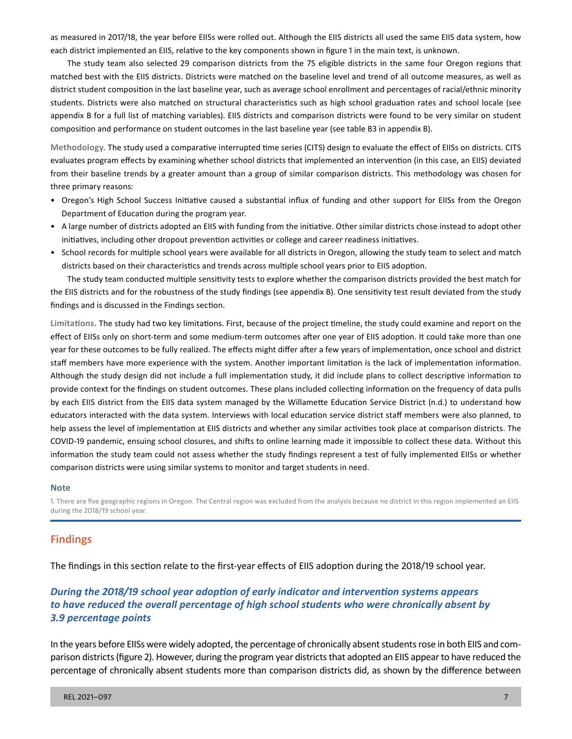as measured in 2017/18, the year before EIISs were rolled out. Although the EIIS districts all used the same EIIS data system, how each district implemented an EIIS, relative to the key components shown in figure 1 in the main text, is unknown.

The study team also selected 29 comparison districts from the 75 eligible districts in the same four Oregon regions that matched best with the EIIS districts. Districts were matched on the baseline level and trend of all outcome measures, as well as district student composition in the last baseline year, such as average school enrollment and percentages of racial/ethnic minority students. Districts were also matched on structural characteristics such as high school graduation rates and school locale (see appendix B for a full list of matching variables). EIIS districts and comparison districts were found to be very similar on student composition and performance on student outcomes in the last baseline year (see table B3 in appendix B).

**Methodology.** The study used a comparative interrupted time series (CITS) design to evaluate the effect of EIISs on districts. CITS evaluates program effects by examining whether school districts that implemented an intervention (in this case, an EIIS) deviated from their baseline trends by a greater amount than a group of similar comparison districts. This methodology was chosen for three primary reasons:

- Oregon's High School Success Initiative caused a substantial influx of funding and other support for EIISs from the Oregon Department of Education during the program year.
- A large number of districts adopted an EIIS with funding from the initiative. Other similar districts chose instead to adopt other initiatives, including other dropout prevention activities or college and career readiness initiatives.
- School records for multiple school years were available for all districts in Oregon, allowing the study team to select and match districts based on their characteristics and trends across multiple school years prior to EIIS adoption.

The study team conducted multiple sensitivity tests to explore whether the comparison districts provided the best match for the EIIS districts and for the robustness of the study findings (see appendix B). One sensitivity test result deviated from the study findings and is discussed in the Findings section.

**Limitations.** The study had two key limitations. First, because of the project timeline, the study could examine and report on the effect of EIISs only on short-term and some medium-term outcomes after one year of EIIS adoption. It could take more than one year for these outcomes to be fully realized. The effects might differ after a few years of implementation, once school and district staff members have more experience with the system. Another important limitation is the lack of implementation information. Although the study design did not include a full implementation study, it did include plans to collect descriptive information to provide context for the findings on student outcomes. These plans included collecting information on the frequency of data pulls by each EIIS district from the EIIS data system managed by the Willamette Education Service District (n.d.) to understand how educators interacted with the data system. Interviews with local education service district staff members were also planned, to help assess the level of implementation at EIIS districts and whether any similar activities took place at comparison districts. The COVID-19 pandemic, ensuing school closures, and shifts to online learning made it impossible to collect these data. Without this information the study team could not assess whether the study findings represent a test of fully implemented EIISs or whether comparison districts were using similar systems to monitor and target students in need.

### Note

1. There are five geographic regions in Oregon. The Central region was excluded from the analysis because no district in this region implemented an EIIS during the 2018/19 school year.

## Findings

The findings in this section relate to the first-year effects of EIIS adoption during the 2018/19 school year.

### *During the 2018/19 school year adoption of early indicator and intervention systems appears to have reduced the overall percentage of high school students who were chronically absent by 3.9 percentage points*

In the years before EIISs were widely adopted, the percentage of chronically absent students rose in both EIIS and comparison districts (figure 2). However, during the program year districts that adopted an EIIS appear to have reduced the percentage of chronically absent students more than comparison districts did, as shown by the difference between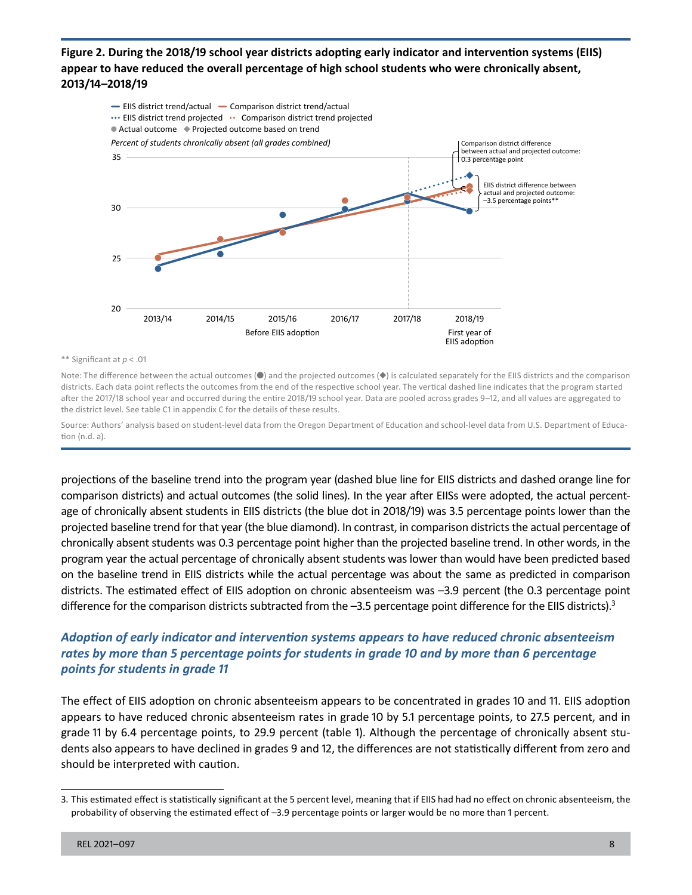**Figure 2. During the 2018/19 school year districts adopting early indicator and intervention systems (EIIS) appear to have reduced the overall percentage of high school students who were chronically absent, 2013/14–2018/19**

** Significant at $p < .01$

Note: The difference between the actual outcomes (●) and the projected outcomes (◆) is calculated separately for the EIIS districts and the comparison districts. Each data point reflects the outcomes from the end of the respective school year. The vertical dashed line indicates that the program started after the 2017/18 school year and occurred during the entire 2018/19 school year. Data are pooled across grades 9–12, and all values are aggregated to the district level. See table C1 in appendix C for the details of these results.

Source: Authors' analysis based on student-level data from the Oregon Department of Education and school-level data from U.S. Department of Education (n.d. a).

projections of the baseline trend into the program year (dashed blue line for EIIS districts and dashed orange line for comparison districts) and actual outcomes (the solid lines). In the year after EIISs were adopted, the actual percentage of chronically absent students in EIIS districts (the blue dot in 2018/19) was 3.5 percentage points lower than the projected baseline trend for that year (the blue diamond). In contrast, in comparison districts the actual percentage of chronically absent students was 0.3 percentage point higher than the projected baseline trend. In other words, in the program year the actual percentage of chronically absent students was lower than would have been predicted based on the baseline trend in EIIS districts while the actual percentage was about the same as predicted in comparison districts. The estimated effect of EIIS adoption on chronic absenteeism was –3.9 percent (the 0.3 percentage point difference for the comparison districts subtracted from the –3.5 percentage point difference for the EIIS districts).[3]

### *Adoption of early indicator and intervention systems appears to have reduced chronic absenteeism rates by more than 5 percentage points for students in grade 10 and by more than 6 percentage points for students in grade 11*

The effect of EIIS adoption on chronic absenteeism appears to be concentrated in grades 10 and 11. EIIS adoption appears to have reduced chronic absenteeism rates in grade 10 by 5.1 percentage points, to 27.5 percent, and in grade 11 by 6.4 percentage points, to 29.9 percent (table 1). Although the percentage of chronically absent students also appears to have declined in grades 9 and 12, the differences are not statistically different from zero and should be interpreted with caution.

3. This estimated effect is statistically significant at the 5 percent level, meaning that if EIIS had had no effect on chronic absenteeism, the probability of observing the estimated effect of –3.9 percentage points or larger would be no more than 1 percent.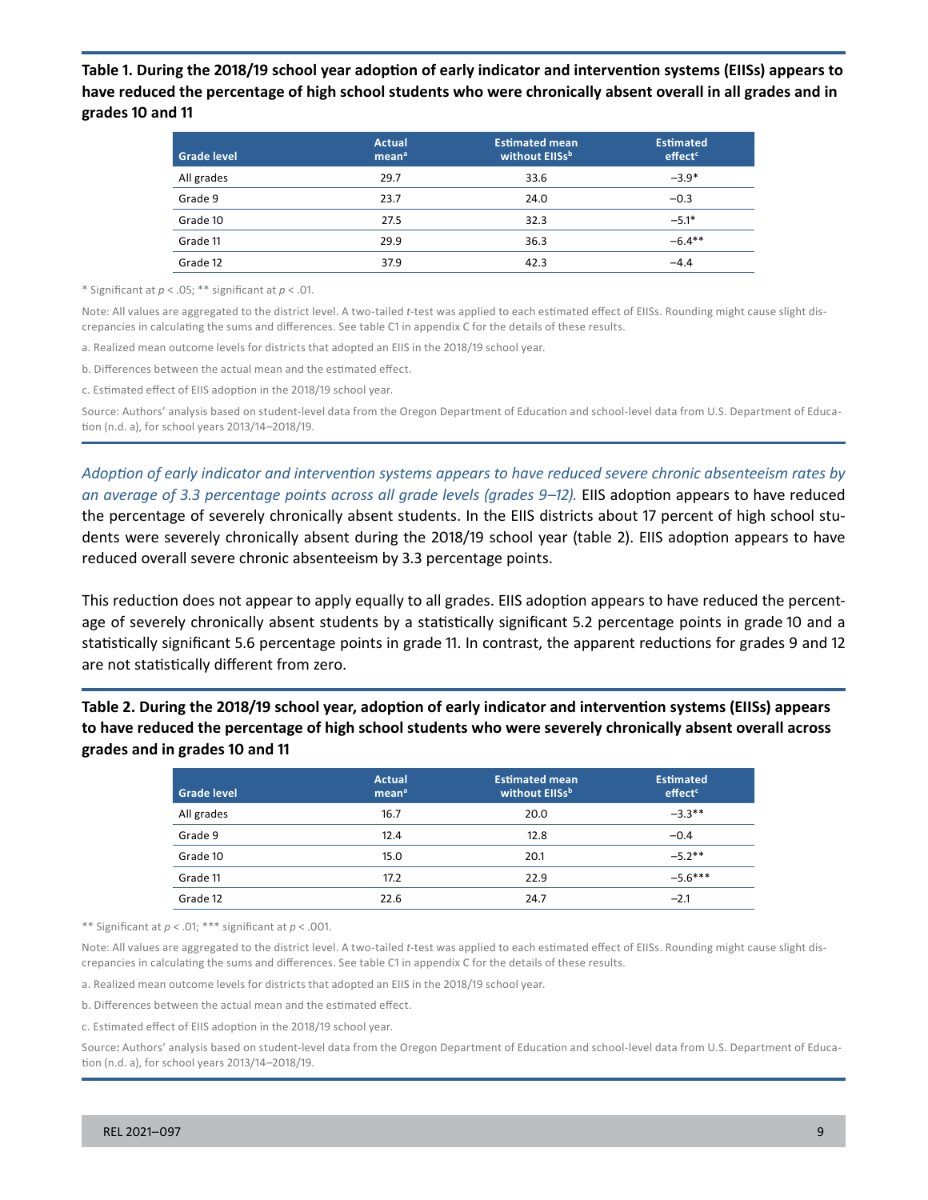**Table 1. During the 2018/19 school year adoption of early indicator and intervention systems (EIISs) appears to have reduced the percentage of high school students who were chronically absent overall in all grades and in grades 10 and 11**

| Grade level | Actual mean[a] | Estimated mean without EIISs[b] | Estimated effect[c] |
|---|---|---|---|
| All grades | 29.7 | 33.6 | −3.9* |
| Grade 9 | 23.7 | 24.0 | −0.3 |
| Grade 10 | 27.5 | 32.3 | −5.1* |
| Grade 11 | 29.9 | 36.3 | −6.4** |
| Grade 12 | 37.9 | 42.3 | −4.4 |

* Significant at $p < .05$; ** significant at $p < .01$.

Note: All values are aggregated to the district level. A two-tailed $t$-test was applied to each estimated effect of EIISs. Rounding might cause slight discrepancies in calculating the sums and differences. See table C1 in appendix C for the details of these results.

a. Realized mean outcome levels for districts that adopted an EIIS in the 2018/19 school year.

b. Differences between the actual mean and the estimated effect.

c. Estimated effect of EIIS adoption in the 2018/19 school year.

Source: Authors' analysis based on student-level data from the Oregon Department of Education and school-level data from U.S. Department of Education (n.d. a), for school years 2013/14–2018/19.

*Adoption of early indicator and intervention systems appears to have reduced severe chronic absenteeism rates by an average of 3.3 percentage points across all grade levels (grades 9–12).* EIIS adoption appears to have reduced the percentage of severely chronically absent students. In the EIIS districts about 17 percent of high school students were severely chronically absent during the 2018/19 school year (table 2). EIIS adoption appears to have reduced overall severe chronic absenteeism by 3.3 percentage points.

This reduction does not appear to apply equally to all grades. EIIS adoption appears to have reduced the percentage of severely chronically absent students by a statistically significant 5.2 percentage points in grade 10 and a statistically significant 5.6 percentage points in grade 11. In contrast, the apparent reductions for grades 9 and 12 are not statistically different from zero.

**Table 2. During the 2018/19 school year, adoption of early indicator and intervention systems (EIISs) appears to have reduced the percentage of high school students who were severely chronically absent overall across grades and in grades 10 and 11**

| Grade level | Actual mean[a] | Estimated mean without EIISs[b] | Estimated effect[c] |
|---|---|---|---|
| All grades | 16.7 | 20.0 | −3.3** |
| Grade 9 | 12.4 | 12.8 | −0.4 |
| Grade 10 | 15.0 | 20.1 | −5.2** |
| Grade 11 | 17.2 | 22.9 | −5.6*** |
| Grade 12 | 22.6 | 24.7 | −2.1 |

** Significant at $p < .01$; *** significant at $p < .001$.

Note: All values are aggregated to the district level. A two-tailed $t$-test was applied to each estimated effect of EIISs. Rounding might cause slight discrepancies in calculating the sums and differences. See table C1 in appendix C for the details of these results.

a. Realized mean outcome levels for districts that adopted an EIIS in the 2018/19 school year.

b. Differences between the actual mean and the estimated effect.

c. Estimated effect of EIIS adoption in the 2018/19 school year.

Source: Authors' analysis based on student-level data from the Oregon Department of Education and school-level data from U.S. Department of Education (n.d. a), for school years 2013/14–2018/19.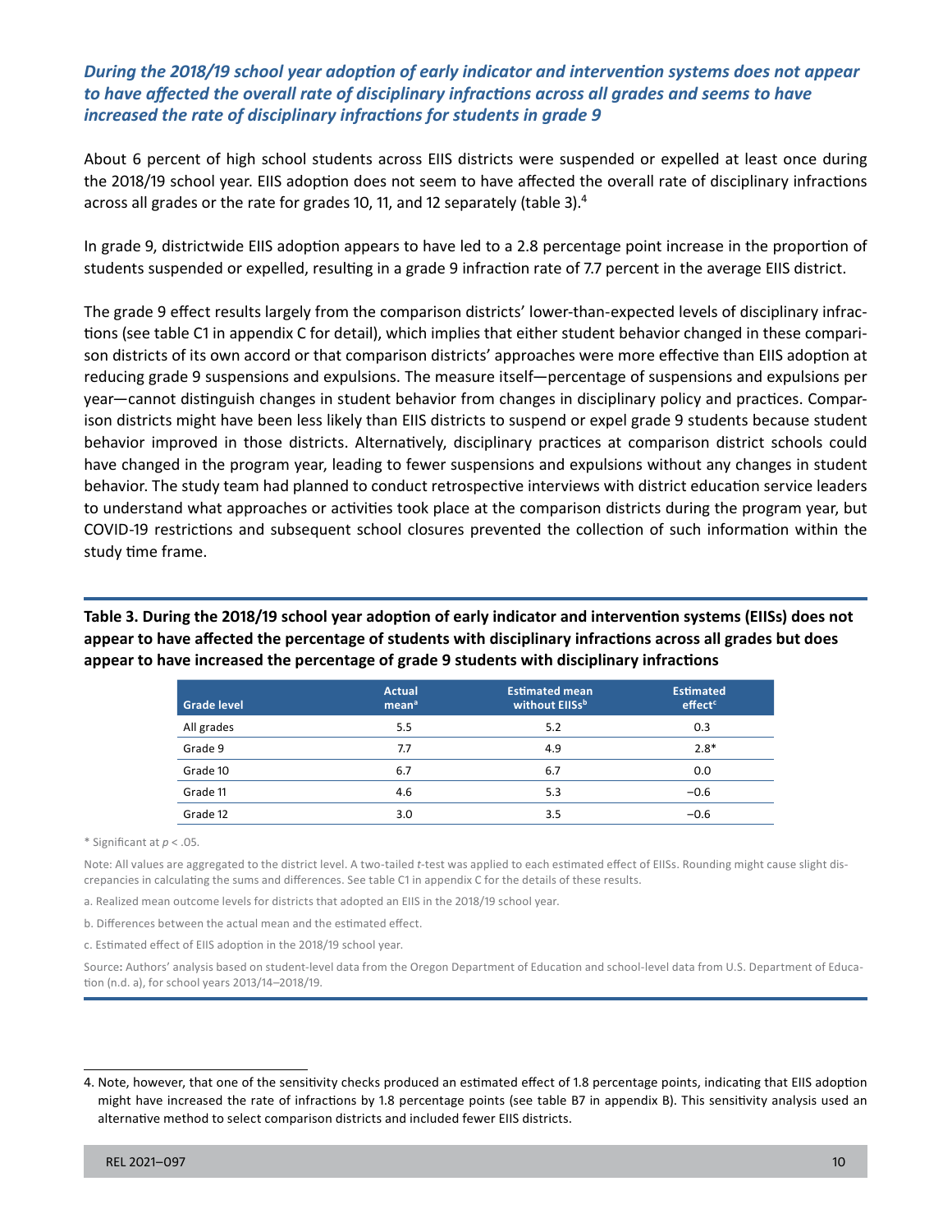### *During the 2018/19 school year adoption of early indicator and intervention systems does not appear to have affected the overall rate of disciplinary infractions across all grades and seems to have increased the rate of disciplinary infractions for students in grade 9*

About 6 percent of high school students across EIIS districts were suspended or expelled at least once during the 2018/19 school year. EIIS adoption does not seem to have affected the overall rate of disciplinary infractions across all grades or the rate for grades 10, 11, and 12 separately (table 3).[4]

In grade 9, districtwide EIIS adoption appears to have led to a 2.8 percentage point increase in the proportion of students suspended or expelled, resulting in a grade 9 infraction rate of 7.7 percent in the average EIIS district.

The grade 9 effect results largely from the comparison districts' lower-than-expected levels of disciplinary infractions (see table C1 in appendix C for detail), which implies that either student behavior changed in these comparison districts of its own accord or that comparison districts' approaches were more effective than EIIS adoption at reducing grade 9 suspensions and expulsions. The measure itself—percentage of suspensions and expulsions per year—cannot distinguish changes in student behavior from changes in disciplinary policy and practices. Comparison districts might have been less likely than EIIS districts to suspend or expel grade 9 students because student behavior improved in those districts. Alternatively, disciplinary practices at comparison district schools could have changed in the program year, leading to fewer suspensions and expulsions without any changes in student behavior. The study team had planned to conduct retrospective interviews with district education service leaders to understand what approaches or activities took place at the comparison districts during the program year, but COVID-19 restrictions and subsequent school closures prevented the collection of such information within the study time frame.

**Table 3. During the 2018/19 school year adoption of early indicator and intervention systems (EIISs) does not appear to have affected the percentage of students with disciplinary infractions across all grades but does appear to have increased the percentage of grade 9 students with disciplinary infractions**

| Grade level | Actual mean[a] | Estimated mean without EIISs[b] | Estimated effect[c] |
|---|---|---|---|
| All grades | 5.5 | 5.2 | 0.3 |
| Grade 9 | 7.7 | 4.9 | 2.8* |
| Grade 10 | 6.7 | 6.7 | 0.0 |
| Grade 11 | 4.6 | 5.3 | −0.6 |
| Grade 12 | 3.0 | 3.5 | −0.6 |

\* Significant at $p < .05$.

Note: All values are aggregated to the district level. A two-tailed *t*-test was applied to each estimated effect of EIISs. Rounding might cause slight discrepancies in calculating the sums and differences. See table C1 in appendix C for the details of these results.

a. Realized mean outcome levels for districts that adopted an EIIS in the 2018/19 school year.

b. Differences between the actual mean and the estimated effect.

c. Estimated effect of EIIS adoption in the 2018/19 school year.

Source: Authors' analysis based on student-level data from the Oregon Department of Education and school-level data from U.S. Department of Education (n.d. a), for school years 2013/14–2018/19.

4. Note, however, that one of the sensitivity checks produced an estimated effect of 1.8 percentage points, indicating that EIIS adoption might have increased the rate of infractions by 1.8 percentage points (see table B7 in appendix B). This sensitivity analysis used an alternative method to select comparison districts and included fewer EIIS districts.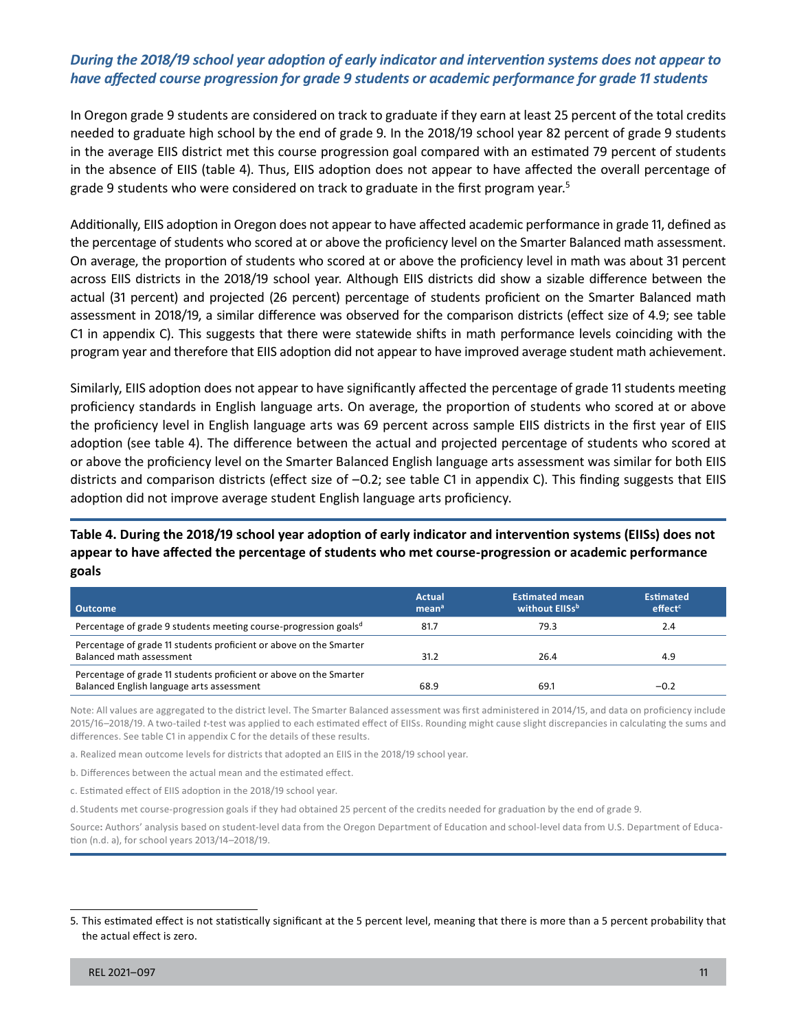### *During the 2018/19 school year adoption of early indicator and intervention systems does not appear to have affected course progression for grade 9 students or academic performance for grade 11 students*

In Oregon grade 9 students are considered on track to graduate if they earn at least 25 percent of the total credits needed to graduate high school by the end of grade 9. In the 2018/19 school year 82 percent of grade 9 students in the average EIIS district met this course progression goal compared with an estimated 79 percent of students in the absence of EIIS (table 4). Thus, EIIS adoption does not appear to have affected the overall percentage of grade 9 students who were considered on track to graduate in the first program year.[5]

Additionally, EIIS adoption in Oregon does not appear to have affected academic performance in grade 11, defined as the percentage of students who scored at or above the proficiency level on the Smarter Balanced math assessment. On average, the proportion of students who scored at or above the proficiency level in math was about 31 percent across EIIS districts in the 2018/19 school year. Although EIIS districts did show a sizable difference between the actual (31 percent) and projected (26 percent) percentage of students proficient on the Smarter Balanced math assessment in 2018/19, a similar difference was observed for the comparison districts (effect size of 4.9; see table C1 in appendix C). This suggests that there were statewide shifts in math performance levels coinciding with the program year and therefore that EIIS adoption did not appear to have improved average student math achievement.

Similarly, EIIS adoption does not appear to have significantly affected the percentage of grade 11 students meeting proficiency standards in English language arts. On average, the proportion of students who scored at or above the proficiency level in English language arts was 69 percent across sample EIIS districts in the first year of EIIS adoption (see table 4). The difference between the actual and projected percentage of students who scored at or above the proficiency level on the Smarter Balanced English language arts assessment was similar for both EIIS districts and comparison districts (effect size of –0.2; see table C1 in appendix C). This finding suggests that EIIS adoption did not improve average student English language arts proficiency.

**Table 4. During the 2018/19 school year adoption of early indicator and intervention systems (EIISs) does not appear to have affected the percentage of students who met course-progression or academic performance goals**

| Outcome | Actual mean[a] | Estimated mean without EIISs[b] | Estimated effect[c] |
|---|---|---|---|
| Percentage of grade 9 students meeting course-progression goals[d] | 81.7 | 79.3 | 2.4 |
| Percentage of grade 11 students proficient or above on the Smarter Balanced math assessment | 31.2 | 26.4 | 4.9 |
| Percentage of grade 11 students proficient or above on the Smarter Balanced English language arts assessment | 68.9 | 69.1 | −0.2 |

Note: All values are aggregated to the district level. The Smarter Balanced assessment was first administered in 2014/15, and data on proficiency include 2015/16–2018/19. A two-tailed *t*-test was applied to each estimated effect of EIISs. Rounding might cause slight discrepancies in calculating the sums and differences. See table C1 in appendix C for the details of these results.

a. Realized mean outcome levels for districts that adopted an EIIS in the 2018/19 school year.

b. Differences between the actual mean and the estimated effect.

c. Estimated effect of EIIS adoption in the 2018/19 school year.

d. Students met course-progression goals if they had obtained 25 percent of the credits needed for graduation by the end of grade 9.

Source: Authors' analysis based on student-level data from the Oregon Department of Education and school-level data from U.S. Department of Education (n.d. a), for school years 2013/14–2018/19.

5. This estimated effect is not statistically significant at the 5 percent level, meaning that there is more than a 5 percent probability that the actual effect is zero.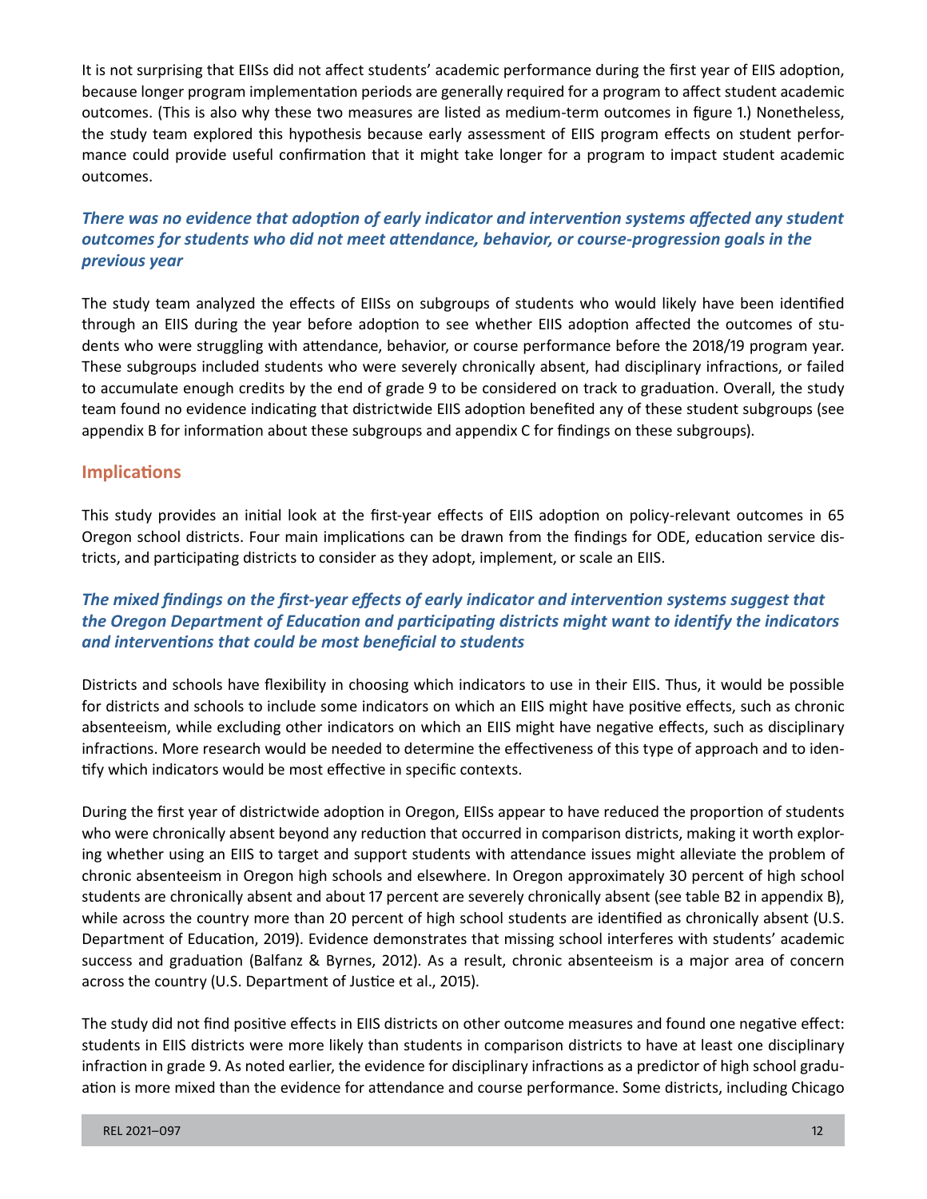It is not surprising that EIISs did not affect students' academic performance during the first year of EIIS adoption, because longer program implementation periods are generally required for a program to affect student academic outcomes. (This is also why these two measures are listed as medium-term outcomes in figure 1.) Nonetheless, the study team explored this hypothesis because early assessment of EIIS program effects on student performance could provide useful confirmation that it might take longer for a program to impact student academic outcomes.

### *There was no evidence that adoption of early indicator and intervention systems affected any student outcomes for students who did not meet attendance, behavior, or course-progression goals in the previous year*

The study team analyzed the effects of EIISs on subgroups of students who would likely have been identified through an EIIS during the year before adoption to see whether EIIS adoption affected the outcomes of students who were struggling with attendance, behavior, or course performance before the 2018/19 program year. These subgroups included students who were severely chronically absent, had disciplinary infractions, or failed to accumulate enough credits by the end of grade 9 to be considered on track to graduation. Overall, the study team found no evidence indicating that districtwide EIIS adoption benefited any of these student subgroups (see appendix B for information about these subgroups and appendix C for findings on these subgroups).

## Implications

This study provides an initial look at the first-year effects of EIIS adoption on policy-relevant outcomes in 65 Oregon school districts. Four main implications can be drawn from the findings for ODE, education service districts, and participating districts to consider as they adopt, implement, or scale an EIIS.

### *The mixed findings on the first-year effects of early indicator and intervention systems suggest that the Oregon Department of Education and participating districts might want to identify the indicators and interventions that could be most beneficial to students*

Districts and schools have flexibility in choosing which indicators to use in their EIIS. Thus, it would be possible for districts and schools to include some indicators on which an EIIS might have positive effects, such as chronic absenteeism, while excluding other indicators on which an EIIS might have negative effects, such as disciplinary infractions. More research would be needed to determine the effectiveness of this type of approach and to identify which indicators would be most effective in specific contexts.

During the first year of districtwide adoption in Oregon, EIISs appear to have reduced the proportion of students who were chronically absent beyond any reduction that occurred in comparison districts, making it worth exploring whether using an EIIS to target and support students with attendance issues might alleviate the problem of chronic absenteeism in Oregon high schools and elsewhere. In Oregon approximately 30 percent of high school students are chronically absent and about 17 percent are severely chronically absent (see table B2 in appendix B), while across the country more than 20 percent of high school students are identified as chronically absent (U.S. Department of Education, 2019). Evidence demonstrates that missing school interferes with students' academic success and graduation (Balfanz & Byrnes, 2012). As a result, chronic absenteeism is a major area of concern across the country (U.S. Department of Justice et al., 2015).

The study did not find positive effects in EIIS districts on other outcome measures and found one negative effect: students in EIIS districts were more likely than students in comparison districts to have at least one disciplinary infraction in grade 9. As noted earlier, the evidence for disciplinary infractions as a predictor of high school graduation is more mixed than the evidence for attendance and course performance. Some districts, including Chicago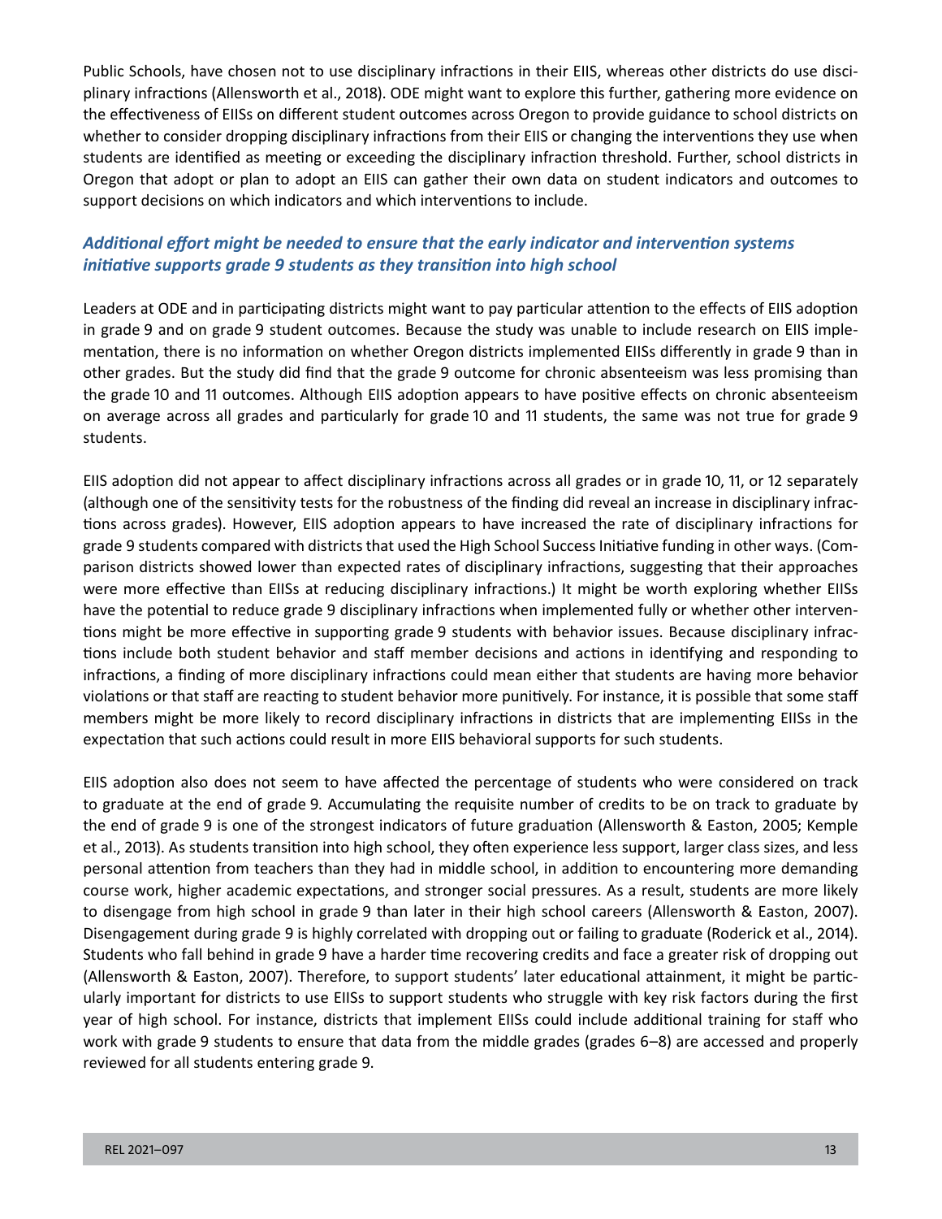Public Schools, have chosen not to use disciplinary infractions in their EIIS, whereas other districts do use disciplinary infractions (Allensworth et al., 2018). ODE might want to explore this further, gathering more evidence on the effectiveness of EIISs on different student outcomes across Oregon to provide guidance to school districts on whether to consider dropping disciplinary infractions from their EIIS or changing the interventions they use when students are identified as meeting or exceeding the disciplinary infraction threshold. Further, school districts in Oregon that adopt or plan to adopt an EIIS can gather their own data on student indicators and outcomes to support decisions on which indicators and which interventions to include.

### *Additional effort might be needed to ensure that the early indicator and intervention systems initiative supports grade 9 students as they transition into high school*

Leaders at ODE and in participating districts might want to pay particular attention to the effects of EIIS adoption in grade 9 and on grade 9 student outcomes. Because the study was unable to include research on EIIS implementation, there is no information on whether Oregon districts implemented EIISs differently in grade 9 than in other grades. But the study did find that the grade 9 outcome for chronic absenteeism was less promising than the grade 10 and 11 outcomes. Although EIIS adoption appears to have positive effects on chronic absenteeism on average across all grades and particularly for grade 10 and 11 students, the same was not true for grade 9 students.

EIIS adoption did not appear to affect disciplinary infractions across all grades or in grade 10, 11, or 12 separately (although one of the sensitivity tests for the robustness of the finding did reveal an increase in disciplinary infractions across grades). However, EIIS adoption appears to have increased the rate of disciplinary infractions for grade 9 students compared with districts that used the High School Success Initiative funding in other ways. (Comparison districts showed lower than expected rates of disciplinary infractions, suggesting that their approaches were more effective than EIISs at reducing disciplinary infractions.) It might be worth exploring whether EIISs have the potential to reduce grade 9 disciplinary infractions when implemented fully or whether other interventions might be more effective in supporting grade 9 students with behavior issues. Because disciplinary infractions include both student behavior and staff member decisions and actions in identifying and responding to infractions, a finding of more disciplinary infractions could mean either that students are having more behavior violations or that staff are reacting to student behavior more punitively. For instance, it is possible that some staff members might be more likely to record disciplinary infractions in districts that are implementing EIISs in the expectation that such actions could result in more EIIS behavioral supports for such students.

EIIS adoption also does not seem to have affected the percentage of students who were considered on track to graduate at the end of grade 9. Accumulating the requisite number of credits to be on track to graduate by the end of grade 9 is one of the strongest indicators of future graduation (Allensworth & Easton, 2005; Kemple et al., 2013). As students transition into high school, they often experience less support, larger class sizes, and less personal attention from teachers than they had in middle school, in addition to encountering more demanding course work, higher academic expectations, and stronger social pressures. As a result, students are more likely to disengage from high school in grade 9 than later in their high school careers (Allensworth & Easton, 2007). Disengagement during grade 9 is highly correlated with dropping out or failing to graduate (Roderick et al., 2014). Students who fall behind in grade 9 have a harder time recovering credits and face a greater risk of dropping out (Allensworth & Easton, 2007). Therefore, to support students' later educational attainment, it might be particularly important for districts to use EIISs to support students who struggle with key risk factors during the first year of high school. For instance, districts that implement EIISs could include additional training for staff who work with grade 9 students to ensure that data from the middle grades (grades 6–8) are accessed and properly reviewed for all students entering grade 9.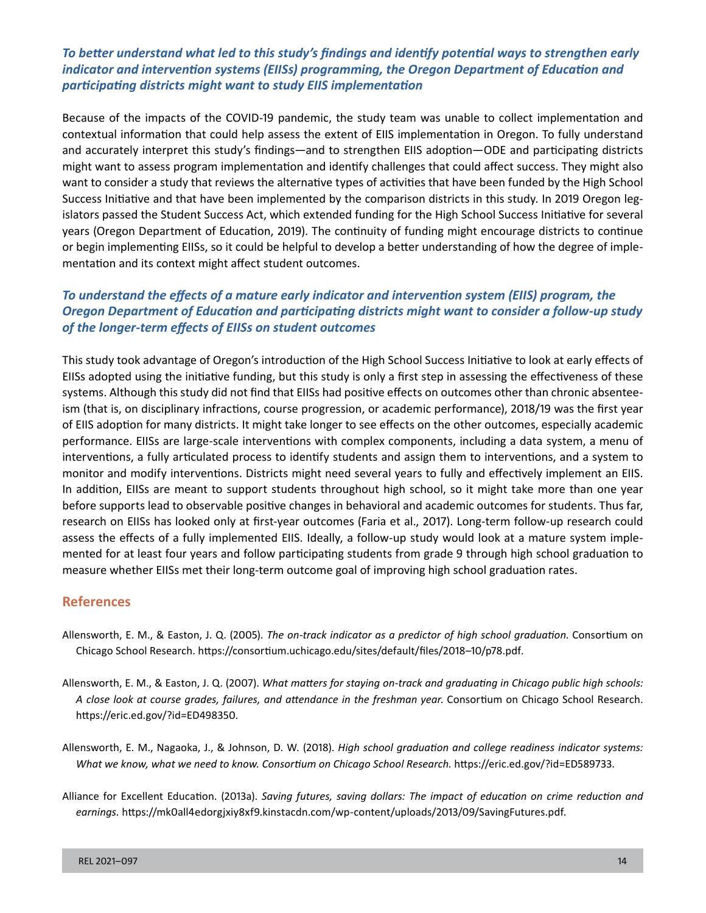### *To better understand what led to this study's findings and identify potential ways to strengthen early indicator and intervention systems (EIISs) programming, the Oregon Department of Education and participating districts might want to study EIIS implementation*

Because of the impacts of the COVID-19 pandemic, the study team was unable to collect implementation and contextual information that could help assess the extent of EIIS implementation in Oregon. To fully understand and accurately interpret this study's findings—and to strengthen EIIS adoption—ODE and participating districts might want to assess program implementation and identify challenges that could affect success. They might also want to consider a study that reviews the alternative types of activities that have been funded by the High School Success Initiative and that have been implemented by the comparison districts in this study. In 2019 Oregon legislators passed the Student Success Act, which extended funding for the High School Success Initiative for several years (Oregon Department of Education, 2019). The continuity of funding might encourage districts to continue or begin implementing EIISs, so it could be helpful to develop a better understanding of how the degree of implementation and its context might affect student outcomes.

### *To understand the effects of a mature early indicator and intervention system (EIIS) program, the Oregon Department of Education and participating districts might want to consider a follow-up study of the longer-term effects of EIISs on student outcomes*

This study took advantage of Oregon's introduction of the High School Success Initiative to look at early effects of EIISs adopted using the initiative funding, but this study is only a first step in assessing the effectiveness of these systems. Although this study did not find that EIISs had positive effects on outcomes other than chronic absenteeism (that is, on disciplinary infractions, course progression, or academic performance), 2018/19 was the first year of EIIS adoption for many districts. It might take longer to see effects on the other outcomes, especially academic performance. EIISs are large-scale interventions with complex components, including a data system, a menu of interventions, a fully articulated process to identify students and assign them to interventions, and a system to monitor and modify interventions. Districts might need several years to fully and effectively implement an EIIS. In addition, EIISs are meant to support students throughout high school, so it might take more than one year before supports lead to observable positive changes in behavioral and academic outcomes for students. Thus far, research on EIISs has looked only at first-year outcomes (Faria et al., 2017). Long-term follow-up research could assess the effects of a fully implemented EIIS. Ideally, a follow-up study would look at a mature system implemented for at least four years and follow participating students from grade 9 through high school graduation to measure whether EIISs met their long-term outcome goal of improving high school graduation rates.

## References

Allensworth, E. M., & Easton, J. Q. (2005). *The on-track indicator as a predictor of high school graduation.* Consortium on Chicago School Research. https://consortium.uchicago.edu/sites/default/files/2018–10/p78.pdf.

Allensworth, E. M., & Easton, J. Q. (2007). *What matters for staying on-track and graduating in Chicago public high schools: A close look at course grades, failures, and attendance in the freshman year.* Consortium on Chicago School Research. https://eric.ed.gov/?id=ED498350.

Allensworth, E. M., Nagaoka, J., & Johnson, D. W. (2018). *High school graduation and college readiness indicator systems: What we know, what we need to know. Consortium on Chicago School Research.* https://eric.ed.gov/?id=ED589733.

Alliance for Excellent Education. (2013a). *Saving futures, saving dollars: The impact of education on crime reduction and earnings.* https://mk0all4edorgjxiy8xf9.kinstacdn.com/wp-content/uploads/2013/09/SavingFutures.pdf.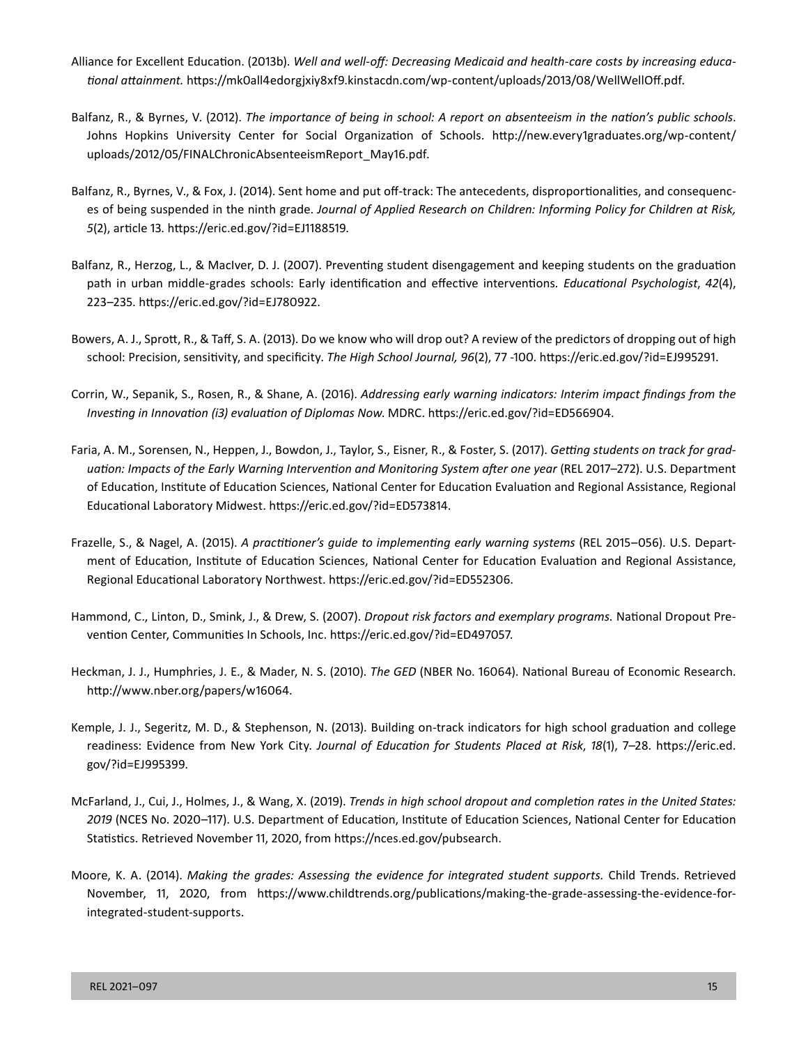Alliance for Excellent Education. (2013b). *Well and well-off: Decreasing Medicaid and health-care costs by increasing educational attainment.* https://mk0all4edorgjxiy8xf9.kinstacdn.com/wp-content/uploads/2013/08/WellWellOff.pdf.

Balfanz, R., & Byrnes, V. (2012). *The importance of being in school: A report on absenteeism in the nation's public schools*. Johns Hopkins University Center for Social Organization of Schools. http://new.every1graduates.org/wp-content/uploads/2012/05/FINALChronicAbsenteeismReport_May16.pdf.

Balfanz, R., Byrnes, V., & Fox, J. (2014). Sent home and put off-track: The antecedents, disproportionalities, and consequences of being suspended in the ninth grade. *Journal of Applied Research on Children: Informing Policy for Children at Risk, 5*(2), article 13. https://eric.ed.gov/?id=EJ1188519.

Balfanz, R., Herzog, L., & MacIver, D. J. (2007). Preventing student disengagement and keeping students on the graduation path in urban middle-grades schools: Early identification and effective interventions. *Educational Psychologist*, *42*(4), 223–235. https://eric.ed.gov/?id=EJ780922.

Bowers, A. J., Sprott, R., & Taff, S. A. (2013). Do we know who will drop out? A review of the predictors of dropping out of high school: Precision, sensitivity, and specificity. *The High School Journal, 96*(2), 77 -100. https://eric.ed.gov/?id=EJ995291.

Corrin, W., Sepanik, S., Rosen, R., & Shane, A. (2016). *Addressing early warning indicators: Interim impact findings from the Investing in Innovation (i3) evaluation of Diplomas Now.* MDRC. https://eric.ed.gov/?id=ED566904.

Faria, A. M., Sorensen, N., Heppen, J., Bowdon, J., Taylor, S., Eisner, R., & Foster, S. (2017). *Getting students on track for graduation: Impacts of the Early Warning Intervention and Monitoring System after one year* (REL 2017–272). U.S. Department of Education, Institute of Education Sciences, National Center for Education Evaluation and Regional Assistance, Regional Educational Laboratory Midwest. https://eric.ed.gov/?id=ED573814.

Frazelle, S., & Nagel, A. (2015). *A practitioner's guide to implementing early warning systems* (REL 2015–056). U.S. Department of Education, Institute of Education Sciences, National Center for Education Evaluation and Regional Assistance, Regional Educational Laboratory Northwest. https://eric.ed.gov/?id=ED552306.

Hammond, C., Linton, D., Smink, J., & Drew, S. (2007). *Dropout risk factors and exemplary programs.* National Dropout Prevention Center, Communities In Schools, Inc. https://eric.ed.gov/?id=ED497057.

Heckman, J. J., Humphries, J. E., & Mader, N. S. (2010). *The GED* (NBER No. 16064). National Bureau of Economic Research. http://www.nber.org/papers/w16064.

Kemple, J. J., Segeritz, M. D., & Stephenson, N. (2013). Building on-track indicators for high school graduation and college readiness: Evidence from New York City. *Journal of Education for Students Placed at Risk*, *18*(1), 7–28. https://eric.ed.gov/?id=EJ995399.

McFarland, J., Cui, J., Holmes, J., & Wang, X. (2019). *Trends in high school dropout and completion rates in the United States: 2019* (NCES No. 2020–117). U.S. Department of Education, Institute of Education Sciences, National Center for Education Statistics. Retrieved November 11, 2020, from https://nces.ed.gov/pubsearch.

Moore, K. A. (2014). *Making the grades: Assessing the evidence for integrated student supports.* Child Trends. Retrieved November, 11, 2020, from https://www.childtrends.org/publications/making-the-grade-assessing-the-evidence-for-integrated-student-supports.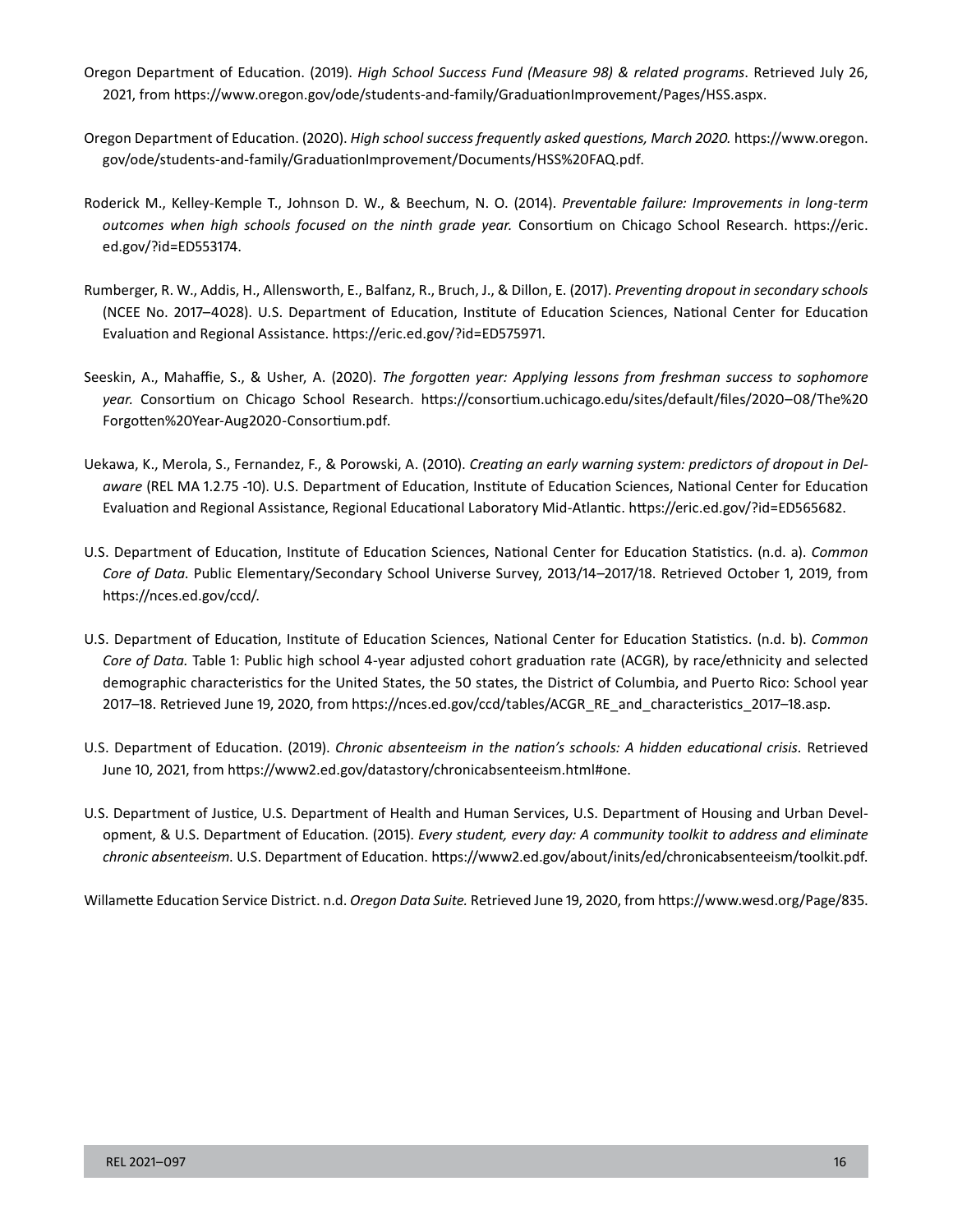Oregon Department of Education. (2019). *High School Success Fund (Measure 98) & related programs*. Retrieved July 26, 2021, from https://www.oregon.gov/ode/students-and-family/GraduationImprovement/Pages/HSS.aspx.

Oregon Department of Education. (2020). *High school success frequently asked questions, March 2020.* https://www.oregon.gov/ode/students-and-family/GraduationImprovement/Documents/HSS%20FAQ.pdf.

Roderick M., Kelley-Kemple T., Johnson D. W., & Beechum, N. O. (2014). *Preventable failure: Improvements in long-term outcomes when high schools focused on the ninth grade year.* Consortium on Chicago School Research. https://eric.ed.gov/?id=ED553174.

Rumberger, R. W., Addis, H., Allensworth, E., Balfanz, R., Bruch, J., & Dillon, E. (2017). *Preventing dropout in secondary schools* (NCEE No. 2017–4028). U.S. Department of Education, Institute of Education Sciences, National Center for Education Evaluation and Regional Assistance. https://eric.ed.gov/?id=ED575971.

Seeskin, A., Mahaffie, S., & Usher, A. (2020). *The forgotten year: Applying lessons from freshman success to sophomore year.* Consortium on Chicago School Research. https://consortium.uchicago.edu/sites/default/files/2020–08/The%20Forgotten%20Year-Aug2020-Consortium.pdf.

Uekawa, K., Merola, S., Fernandez, F., & Porowski, A. (2010). *Creating an early warning system: predictors of dropout in Delaware* (REL MA 1.2.75 -10). U.S. Department of Education, Institute of Education Sciences, National Center for Education Evaluation and Regional Assistance, Regional Educational Laboratory Mid-Atlantic. https://eric.ed.gov/?id=ED565682.

U.S. Department of Education, Institute of Education Sciences, National Center for Education Statistics. (n.d. a). *Common Core of Data*. Public Elementary/Secondary School Universe Survey, 2013/14–2017/18. Retrieved October 1, 2019, from https://nces.ed.gov/ccd/.

U.S. Department of Education, Institute of Education Sciences, National Center for Education Statistics. (n.d. b). *Common Core of Data.* Table 1: Public high school 4-year adjusted cohort graduation rate (ACGR), by race/ethnicity and selected demographic characteristics for the United States, the 50 states, the District of Columbia, and Puerto Rico: School year 2017–18. Retrieved June 19, 2020, from https://nces.ed.gov/ccd/tables/ACGR_RE_and_characteristics_2017–18.asp.

U.S. Department of Education. (2019). *Chronic absenteeism in the nation's schools: A hidden educational crisis.* Retrieved June 10, 2021, from https://www2.ed.gov/datastory/chronicabsenteeism.html#one.

U.S. Department of Justice, U.S. Department of Health and Human Services, U.S. Department of Housing and Urban Development, & U.S. Department of Education. (2015). *Every student, every day: A community toolkit to address and eliminate chronic absenteeism.* U.S. Department of Education. https://www2.ed.gov/about/inits/ed/chronicabsenteeism/toolkit.pdf.

Willamette Education Service District. n.d. *Oregon Data Suite.* Retrieved June 19, 2020, from https://www.wesd.org/Page/835.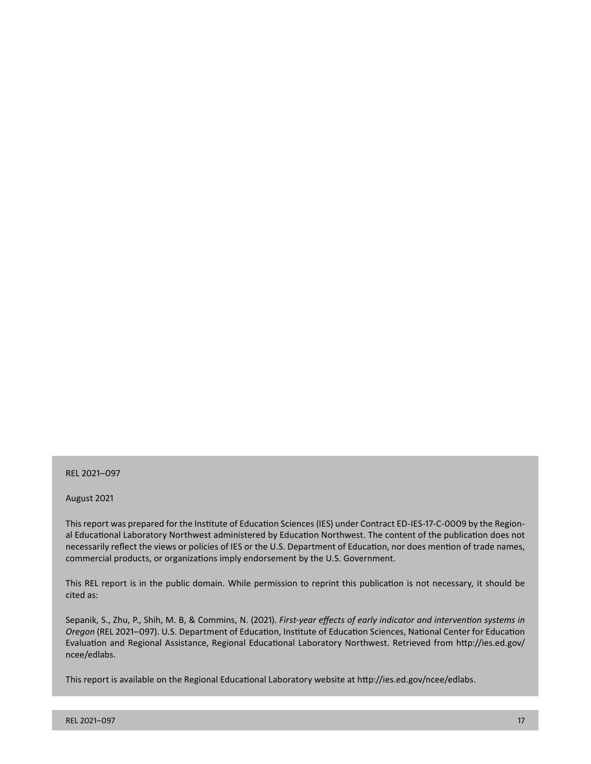REL 2021–097

August 2021

This report was prepared for the Institute of Education Sciences (IES) under Contract ED-IES-17-C-0009 by the Regional Educational Laboratory Northwest administered by Education Northwest. The content of the publication does not necessarily reflect the views or policies of IES or the U.S. Department of Education, nor does mention of trade names, commercial products, or organizations imply endorsement by the U.S. Government.

This REL report is in the public domain. While permission to reprint this publication is not necessary, it should be cited as:

Sepanik, S., Zhu, P., Shih, M. B, & Commins, N. (2021). *First-year effects of early indicator and intervention systems in Oregon* (REL 2021–097). U.S. Department of Education, Institute of Education Sciences, National Center for Education Evaluation and Regional Assistance, Regional Educational Laboratory Northwest. Retrieved from http://ies.ed.gov/ncee/edlabs.

This report is available on the Regional Educational Laboratory website at http://ies.ed.gov/ncee/edlabs.